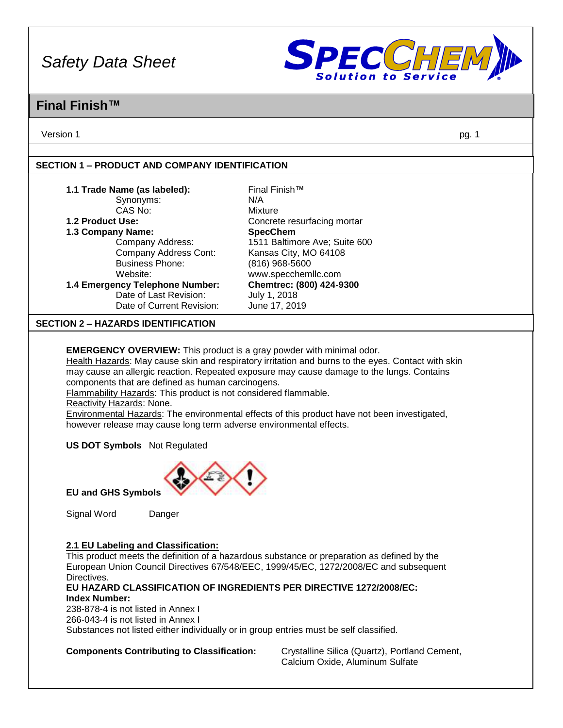# Safety Data Sheet

# Final Finish™

Version 1

## SECTION 1 – PRODUCT AND COMPANY IDENTIFICATION

**1.1 Trade Name (as labeled):** Final Finish™
Synonyms: N/A
CAS No: Mixture
**1.2 Product Use:** Concrete resurfacing mortar
**1.3 Company Name:** **SpecChem**
Company Address: 1511 Baltimore Ave; Suite 600
Company Address Cont: Kansas City, MO 64108
Business Phone: (816) 968-5600
Website: www.specchemllc.com
**1.4 Emergency Telephone Number:** **Chemtrec: (800) 424-9300**
Date of Last Revision: July 1, 2018
Date of Current Revision: June 17, 2019

## SECTION 2 – HAZARDS IDENTIFICATION

**EMERGENCY OVERVIEW:** This product is a gray powder with minimal odor.
Health Hazards: May cause skin and respiratory irritation and burns to the eyes. Contact with skin may cause an allergic reaction. Repeated exposure may cause damage to the lungs. Contains components that are defined as human carcinogens.
Flammability Hazards: This product is not considered flammable.
Reactivity Hazards: None.
Environmental Hazards: The environmental effects of this product have not been investigated, however release may cause long term adverse environmental effects.

**US DOT Symbols** Not Regulated

**EU and GHS Symbols**

Signal Word Danger

**2.1 EU Labeling and Classification:**
This product meets the definition of a hazardous substance or preparation as defined by the European Union Council Directives 67/548/EEC, 1999/45/EC, 1272/2008/EC and subsequent Directives.
**EU HAZARD CLASSIFICATION OF INGREDIENTS PER DIRECTIVE 1272/2008/EC:**
**Index Number:**
238-878-4 is not listed in Annex I
266-043-4 is not listed in Annex I
Substances not listed either individually or in group entries must be self classified.

**Components Contributing to Classification:** Crystalline Silica (Quartz), Portland Cement, Calcium Oxide, Aluminum Sulfate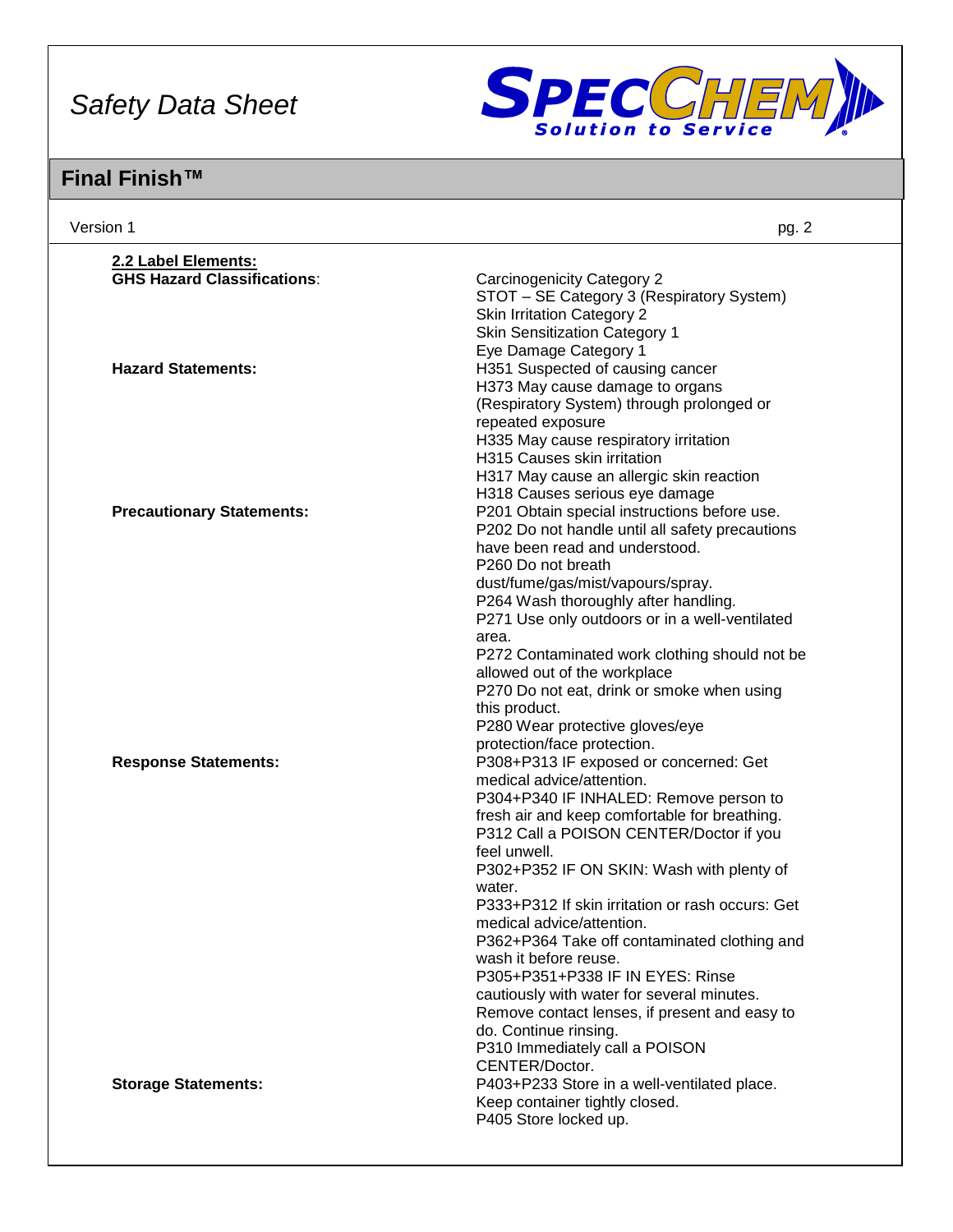### 2.2 Label Elements:

| | |
|---|---|
| **GHS Hazard Classifications**: | Carcinogenicity Category 2<br>STOT – SE Category 3 (Respiratory System)<br>Skin Irritation Category 2<br>Skin Sensitization Category 1<br>Eye Damage Category 1 |
| **Hazard Statements:** | H351 Suspected of causing cancer<br>H373 May cause damage to organs (Respiratory System) through prolonged or repeated exposure<br>H335 May cause respiratory irritation<br>H315 Causes skin irritation<br>H317 May cause an allergic skin reaction<br>H318 Causes serious eye damage |
| **Precautionary Statements:** | P201 Obtain special instructions before use.<br>P202 Do not handle until all safety precautions have been read and understood.<br>P260 Do not breath dust/fume/gas/mist/vapours/spray.<br>P264 Wash thoroughly after handling.<br>P271 Use only outdoors or in a well-ventilated area.<br>P272 Contaminated work clothing should not be allowed out of the workplace<br>P270 Do not eat, drink or smoke when using this product.<br>P280 Wear protective gloves/eye protection/face protection. |
| **Response Statements:** | P308+P313 IF exposed or concerned: Get medical advice/attention.<br>P304+P340 IF INHALED: Remove person to fresh air and keep comfortable for breathing.<br>P312 Call a POISON CENTER/Doctor if you feel unwell.<br>P302+P352 IF ON SKIN: Wash with plenty of water.<br>P333+P312 If skin irritation or rash occurs: Get medical advice/attention.<br>P362+P364 Take off contaminated clothing and wash it before reuse.<br>P305+P351+P338 IF IN EYES: Rinse cautiously with water for several minutes. Remove contact lenses, if present and easy to do. Continue rinsing.<br>P310 Immediately call a POISON CENTER/Doctor. |
| **Storage Statements:** | P403+P233 Store in a well-ventilated place. Keep container tightly closed.<br>P405 Store locked up. |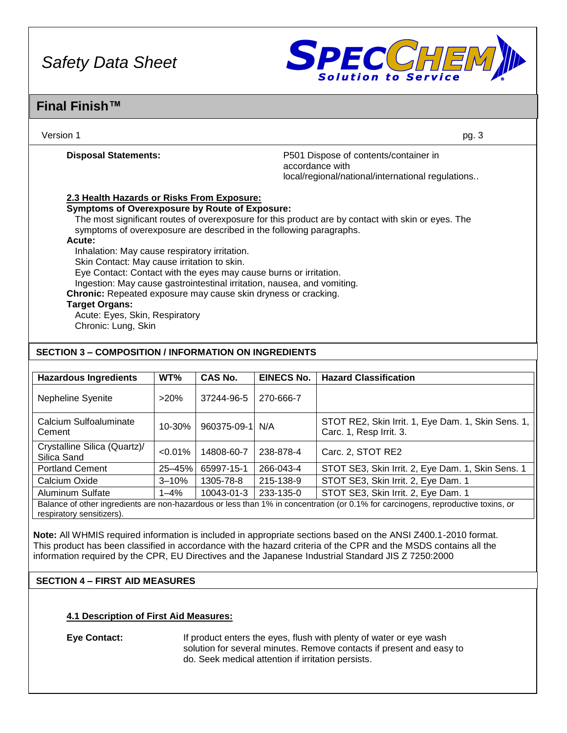**Disposal Statements:** P501 Dispose of contents/container in accordance with local/regional/national/international regulations..

### 2.3 Health Hazards or Risks From Exposure:

**Symptoms of Overexposure by Route of Exposure:**

The most significant routes of overexposure for this product are by contact with skin or eyes. The symptoms of overexposure are described in the following paragraphs.

**Acute:**

Inhalation: May cause respiratory irritation.
Skin Contact: May cause irritation to skin.
Eye Contact: Contact with the eyes may cause burns or irritation.
Ingestion: May cause gastrointestinal irritation, nausea, and vomiting.

**Chronic:** Repeated exposure may cause skin dryness or cracking.

**Target Organs:**

Acute: Eyes, Skin, Respiratory
Chronic: Lung, Skin

## SECTION 3 – COMPOSITION / INFORMATION ON INGREDIENTS

| Hazardous Ingredients | WT% | CAS No. | EINECS No. | Hazard Classification |
|---|---|---|---|---|
| Nepheline Syenite | >20% | 37244-96-5 | 270-666-7 | |
| Calcium Sulfoaluminate Cement | 10-30% | 960375-09-1 | N/A | STOT RE2, Skin Irrit. 1, Eye Dam. 1, Skin Sens. 1, Carc. 1, Resp Irrit. 3. |
| Crystalline Silica (Quartz)/ Silica Sand | <0.01% | 14808-60-7 | 238-878-4 | Carc. 2, STOT RE2 |
| Portland Cement | 25–45% | 65997-15-1 | 266-043-4 | STOT SE3, Skin Irrit. 2, Eye Dam. 1, Skin Sens. 1 |
| Calcium Oxide | 3–10% | 1305-78-8 | 215-138-9 | STOT SE3, Skin Irrit. 2, Eye Dam. 1 |
| Aluminum Sulfate | 1–4% | 10043-01-3 | 233-135-0 | STOT SE3, Skin Irrit. 2, Eye Dam. 1 |
| Balance of other ingredients are non-hazardous or less than 1% in concentration (or 0.1% for carcinogens, reproductive toxins, or respiratory sensitizers). | | | | |

**Note:** All WHMIS required information is included in appropriate sections based on the ANSI Z400.1-2010 format. This product has been classified in accordance with the hazard criteria of the CPR and the MSDS contains all the information required by the CPR, EU Directives and the Japanese Industrial Standard JIS Z 7250:2000

## SECTION 4 – FIRST AID MEASURES

### 4.1 Description of First Aid Measures:

**Eye Contact:** If product enters the eyes, flush with plenty of water or eye wash solution for several minutes. Remove contacts if present and easy to do. Seek medical attention if irritation persists.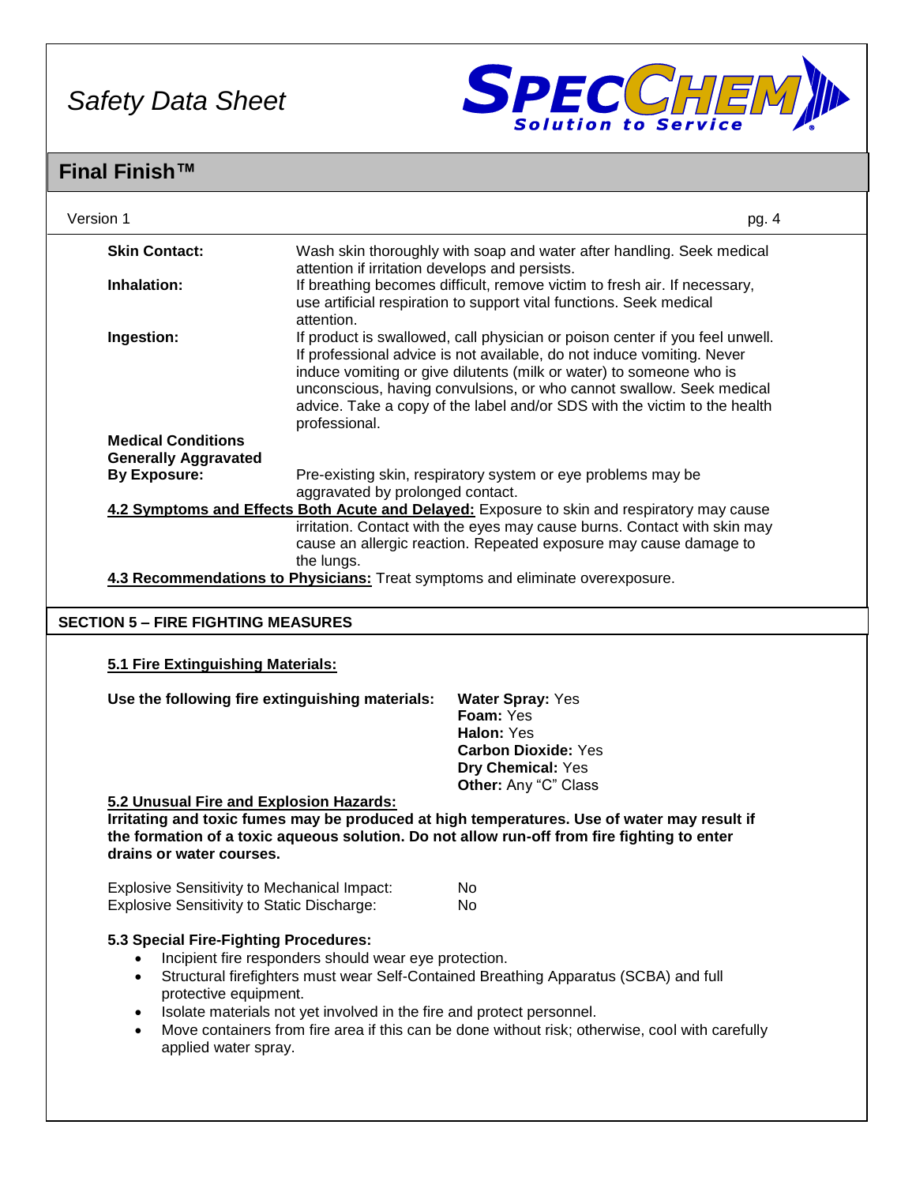**Skin Contact:** Wash skin thoroughly with soap and water after handling. Seek medical attention if irritation develops and persists.

**Inhalation:** If breathing becomes difficult, remove victim to fresh air. If necessary, use artificial respiration to support vital functions. Seek medical attention.

**Ingestion:** If product is swallowed, call physician or poison center if you feel unwell. If professional advice is not available, do not induce vomiting. Never induce vomiting or give dilutents (milk or water) to someone who is unconscious, having convulsions, or who cannot swallow. Seek medical advice. Take a copy of the label and/or SDS with the victim to the health professional.

**Medical Conditions Generally Aggravated By Exposure:** Pre-existing skin, respiratory system or eye problems may be aggravated by prolonged contact.

**4.2 Symptoms and Effects Both Acute and Delayed:** Exposure to skin and respiratory may cause irritation. Contact with the eyes may cause burns. Contact with skin may cause an allergic reaction. Repeated exposure may cause damage to the lungs.

**4.3 Recommendations to Physicians:** Treat symptoms and eliminate overexposure.

## SECTION 5 – FIRE FIGHTING MEASURES

### 5.1 Fire Extinguishing Materials:

**Use the following fire extinguishing materials:**

- **Water Spray:** Yes
- **Foam:** Yes
- **Halon:** Yes
- **Carbon Dioxide:** Yes
- **Dry Chemical:** Yes
- **Other:** Any "C" Class

### 5.2 Unusual Fire and Explosion Hazards:

**Irritating and toxic fumes may be produced at high temperatures. Use of water may result if the formation of a toxic aqueous solution. Do not allow run-off from fire fighting to enter drains or water courses.**

| | |
|---|---|
| Explosive Sensitivity to Mechanical Impact: | No |
| Explosive Sensitivity to Static Discharge: | No |

### 5.3 Special Fire-Fighting Procedures:

- Incipient fire responders should wear eye protection.
- Structural firefighters must wear Self-Contained Breathing Apparatus (SCBA) and full protective equipment.
- Isolate materials not yet involved in the fire and protect personnel.
- Move containers from fire area if this can be done without risk; otherwise, cool with carefully applied water spray.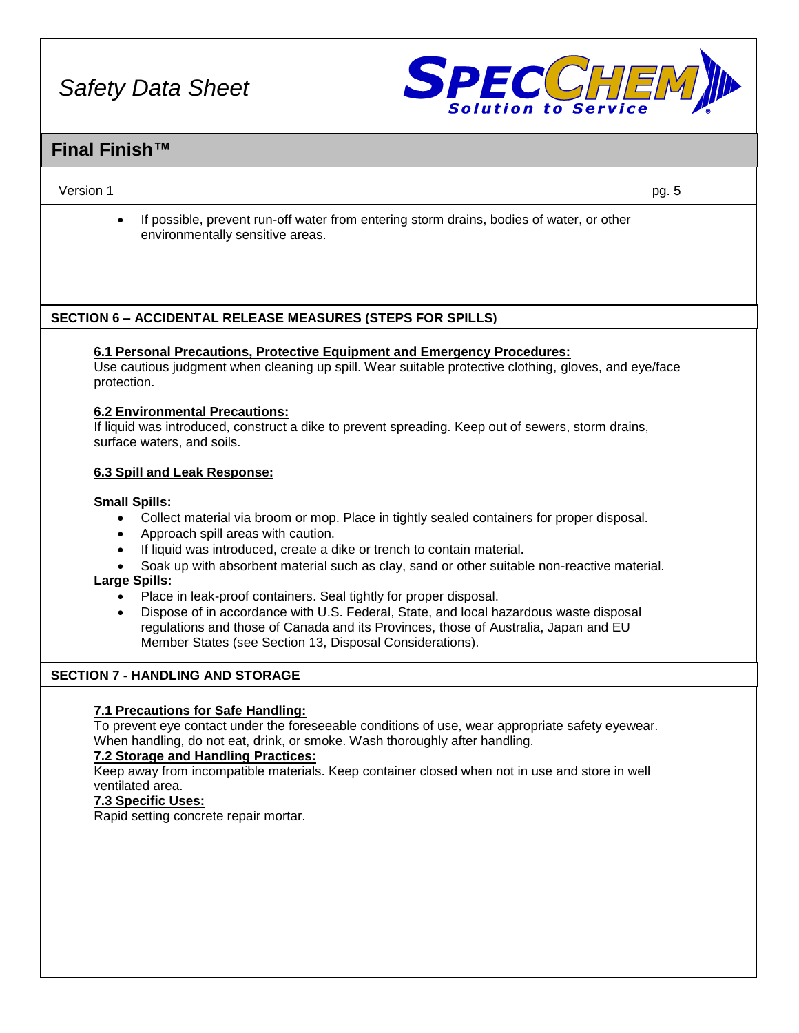- If possible, prevent run-off water from entering storm drains, bodies of water, or other environmentally sensitive areas.

## SECTION 6 – ACCIDENTAL RELEASE MEASURES (STEPS FOR SPILLS)

**6.1 Personal Precautions, Protective Equipment and Emergency Procedures:**
Use cautious judgment when cleaning up spill. Wear suitable protective clothing, gloves, and eye/face protection.

**6.2 Environmental Precautions:**
If liquid was introduced, construct a dike to prevent spreading. Keep out of sewers, storm drains, surface waters, and soils.

**6.3 Spill and Leak Response:**

**Small Spills:**

- Collect material via broom or mop. Place in tightly sealed containers for proper disposal.
- Approach spill areas with caution.
- If liquid was introduced, create a dike or trench to contain material.
- Soak up with absorbent material such as clay, sand or other suitable non-reactive material.

**Large Spills:**

- Place in leak-proof containers. Seal tightly for proper disposal.
- Dispose of in accordance with U.S. Federal, State, and local hazardous waste disposal regulations and those of Canada and its Provinces, those of Australia, Japan and EU Member States (see Section 13, Disposal Considerations).

## SECTION 7 - HANDLING AND STORAGE

**7.1 Precautions for Safe Handling:**
To prevent eye contact under the foreseeable conditions of use, wear appropriate safety eyewear. When handling, do not eat, drink, or smoke. Wash thoroughly after handling.

**7.2 Storage and Handling Practices:**
Keep away from incompatible materials. Keep container closed when not in use and store in well ventilated area.

**7.3 Specific Uses:**
Rapid setting concrete repair mortar.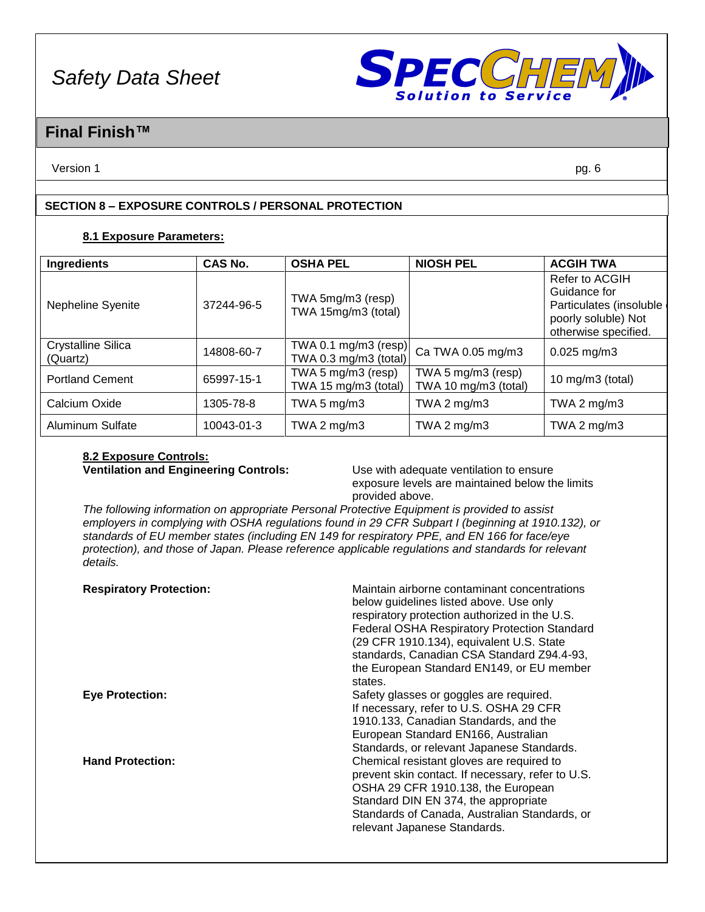## SECTION 8 – EXPOSURE CONTROLS / PERSONAL PROTECTION

### 8.1 Exposure Parameters:

| Ingredients | CAS No. | OSHA PEL | NIOSH PEL | ACGIH TWA |
|---|---|---|---|---|
| Nepheline Syenite | 37244-96-5 | TWA 5mg/m3 (resp)<br>TWA 15mg/m3 (total) | | Refer to ACGIH Guidance for Particulates (insoluble or poorly soluble) Not otherwise specified. |
| Crystalline Silica (Quartz) | 14808-60-7 | TWA 0.1 mg/m3 (resp)<br>TWA 0.3 mg/m3 (total) | Ca TWA 0.05 mg/m3 | 0.025 mg/m3 |
| Portland Cement | 65997-15-1 | TWA 5 mg/m3 (resp)<br>TWA 15 mg/m3 (total) | TWA 5 mg/m3 (resp)<br>TWA 10 mg/m3 (total) | 10 mg/m3 (total) |
| Calcium Oxide | 1305-78-8 | TWA 5 mg/m3 | TWA 2 mg/m3 | TWA 2 mg/m3 |
| Aluminum Sulfate | 10043-01-3 | TWA 2 mg/m3 | TWA 2 mg/m3 | TWA 2 mg/m3 |

### 8.2 Exposure Controls:

**Ventilation and Engineering Controls:** Use with adequate ventilation to ensure exposure levels are maintained below the limits provided above.

*The following information on appropriate Personal Protective Equipment is provided to assist employers in complying with OSHA regulations found in 29 CFR Subpart I (beginning at 1910.132), or standards of EU member states (including EN 149 for respiratory PPE, and EN 166 for face/eye protection), and those of Japan. Please reference applicable regulations and standards for relevant details.*

**Respiratory Protection:** Maintain airborne contaminant concentrations below guidelines listed above. Use only respiratory protection authorized in the U.S. Federal OSHA Respiratory Protection Standard (29 CFR 1910.134), equivalent U.S. State standards, Canadian CSA Standard Z94.4-93, the European Standard EN149, or EU member states.

**Eye Protection:** Safety glasses or goggles are required. If necessary, refer to U.S. OSHA 29 CFR 1910.133, Canadian Standards, and the European Standard EN166, Australian Standards, or relevant Japanese Standards.

**Hand Protection:** Chemical resistant gloves are required to prevent skin contact. If necessary, refer to U.S. OSHA 29 CFR 1910.138, the European Standard DIN EN 374, the appropriate Standards of Canada, Australian Standards, or relevant Japanese Standards.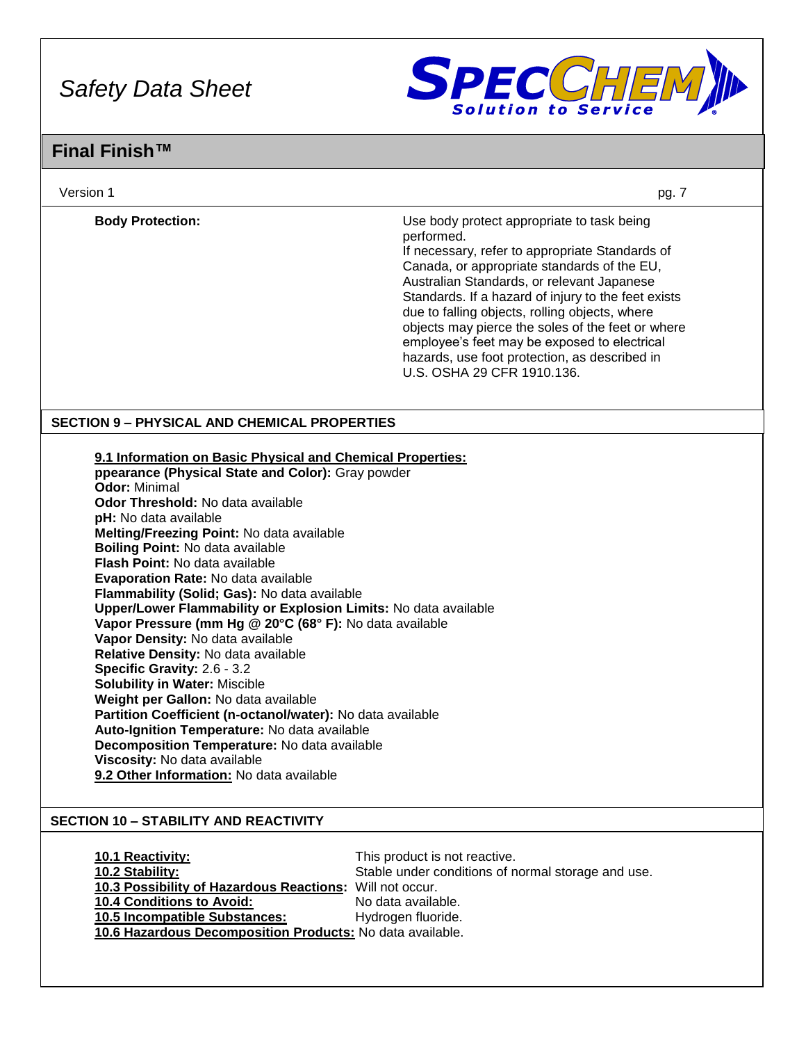**Body Protection:** Use body protect appropriate to task being performed. If necessary, refer to appropriate Standards of Canada, or appropriate standards of the EU, Australian Standards, or relevant Japanese Standards. If a hazard of injury to the feet exists due to falling objects, rolling objects, where objects may pierce the soles of the feet or where employee's feet may be exposed to electrical hazards, use foot protection, as described in U.S. OSHA 29 CFR 1910.136.

## SECTION 9 – PHYSICAL AND CHEMICAL PROPERTIES

**9.1 Information on Basic Physical and Chemical Properties:**

**ppearance (Physical State and Color):** Gray powder
**Odor:** Minimal
**Odor Threshold:** No data available
**pH:** No data available
**Melting/Freezing Point:** No data available
**Boiling Point:** No data available
**Flash Point:** No data available
**Evaporation Rate:** No data available
**Flammability (Solid; Gas):** No data available
**Upper/Lower Flammability or Explosion Limits:** No data available
**Vapor Pressure (mm Hg @ 20°C (68° F):** No data available
**Vapor Density:** No data available
**Relative Density:** No data available
**Specific Gravity:** 2.6 - 3.2
**Solubility in Water:** Miscible
**Weight per Gallon:** No data available
**Partition Coefficient (n-octanol/water):** No data available
**Auto-Ignition Temperature:** No data available
**Decomposition Temperature:** No data available
**Viscosity:** No data available
**9.2 Other Information:** No data available

## SECTION 10 – STABILITY AND REACTIVITY

**10.1 Reactivity:** This product is not reactive.
**10.2 Stability:** Stable under conditions of normal storage and use.
**10.3 Possibility of Hazardous Reactions:** Will not occur.
**10.4 Conditions to Avoid:** No data available.
**10.5 Incompatible Substances:** Hydrogen fluoride.
**10.6 Hazardous Decomposition Products:** No data available.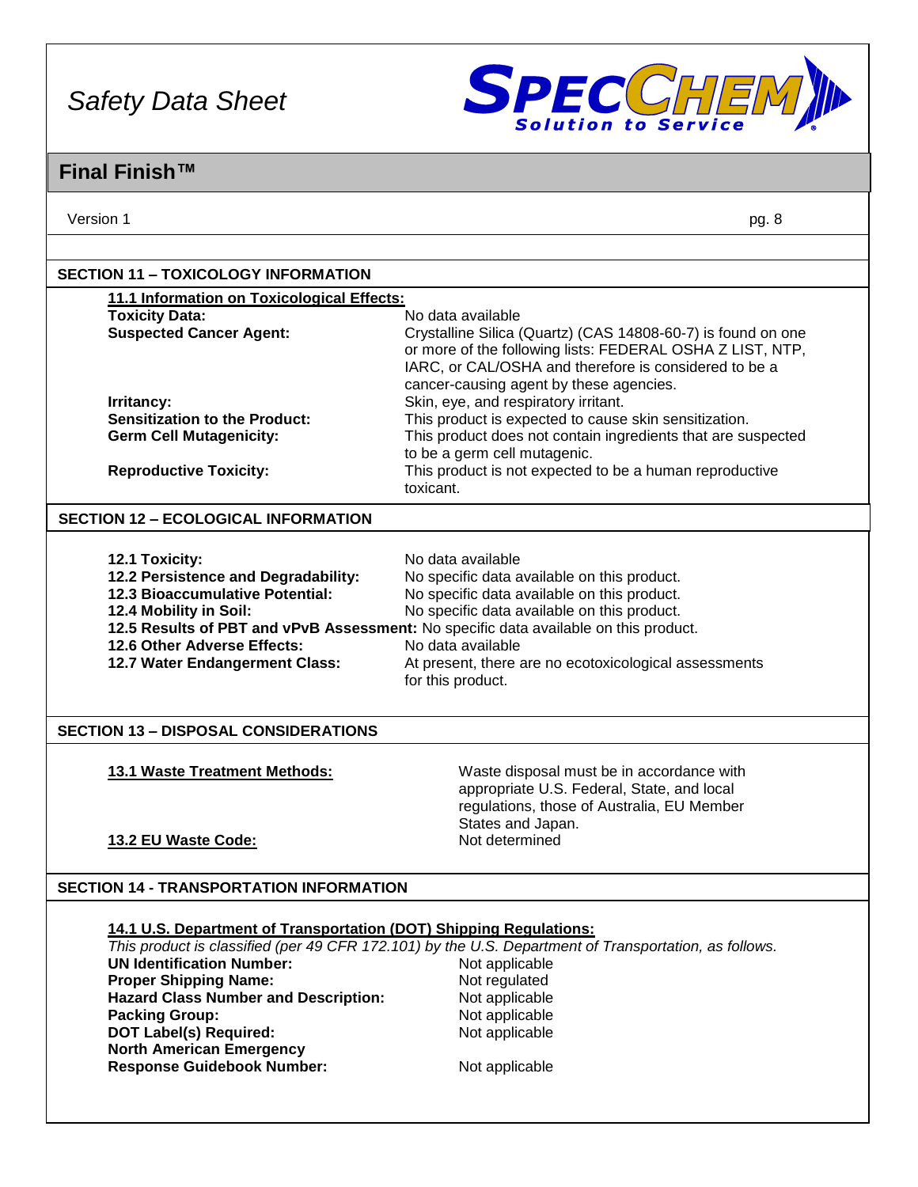## SECTION 11 – TOXICOLOGY INFORMATION

**11.1 Information on Toxicological Effects:**

| | |
|---|---|
| **Toxicity Data:** | No data available |
| **Suspected Cancer Agent:** | Crystalline Silica (Quartz) (CAS 14808-60-7) is found on one or more of the following lists: FEDERAL OSHA Z LIST, NTP, IARC, or CAL/OSHA and therefore is considered to be a cancer-causing agent by these agencies. |
| **Irritancy:** | Skin, eye, and respiratory irritant. |
| **Sensitization to the Product:** | This product is expected to cause skin sensitization. |
| **Germ Cell Mutagenicity:** | This product does not contain ingredients that are suspected to be a germ cell mutagenic. |
| **Reproductive Toxicity:** | This product is not expected to be a human reproductive toxicant. |

## SECTION 12 – ECOLOGICAL INFORMATION

| | |
|---|---|
| **12.1 Toxicity:** | No data available |
| **12.2 Persistence and Degradability:** | No specific data available on this product. |
| **12.3 Bioaccumulative Potential:** | No specific data available on this product. |
| **12.4 Mobility in Soil:** | No specific data available on this product. |
| **12.5 Results of PBT and vPvB Assessment:** | No specific data available on this product. |
| **12.6 Other Adverse Effects:** | No data available |
| **12.7 Water Endangerment Class:** | At present, there are no ecotoxicological assessments for this product. |

## SECTION 13 – DISPOSAL CONSIDERATIONS

| | |
|---|---|
| **13.1 Waste Treatment Methods:** | Waste disposal must be in accordance with appropriate U.S. Federal, State, and local regulations, those of Australia, EU Member States and Japan. |
| **13.2 EU Waste Code:** | Not determined |

## SECTION 14 - TRANSPORTATION INFORMATION

**14.1 U.S. Department of Transportation (DOT) Shipping Regulations:**

*This product is classified (per 49 CFR 172.101) by the U.S. Department of Transportation, as follows.*

| | |
|---|---|
| **UN Identification Number:** | Not applicable |
| **Proper Shipping Name:** | Not regulated |
| **Hazard Class Number and Description:** | Not applicable |
| **Packing Group:** | Not applicable |
| **DOT Label(s) Required:** | Not applicable |
| **North American Emergency Response Guidebook Number:** | Not applicable |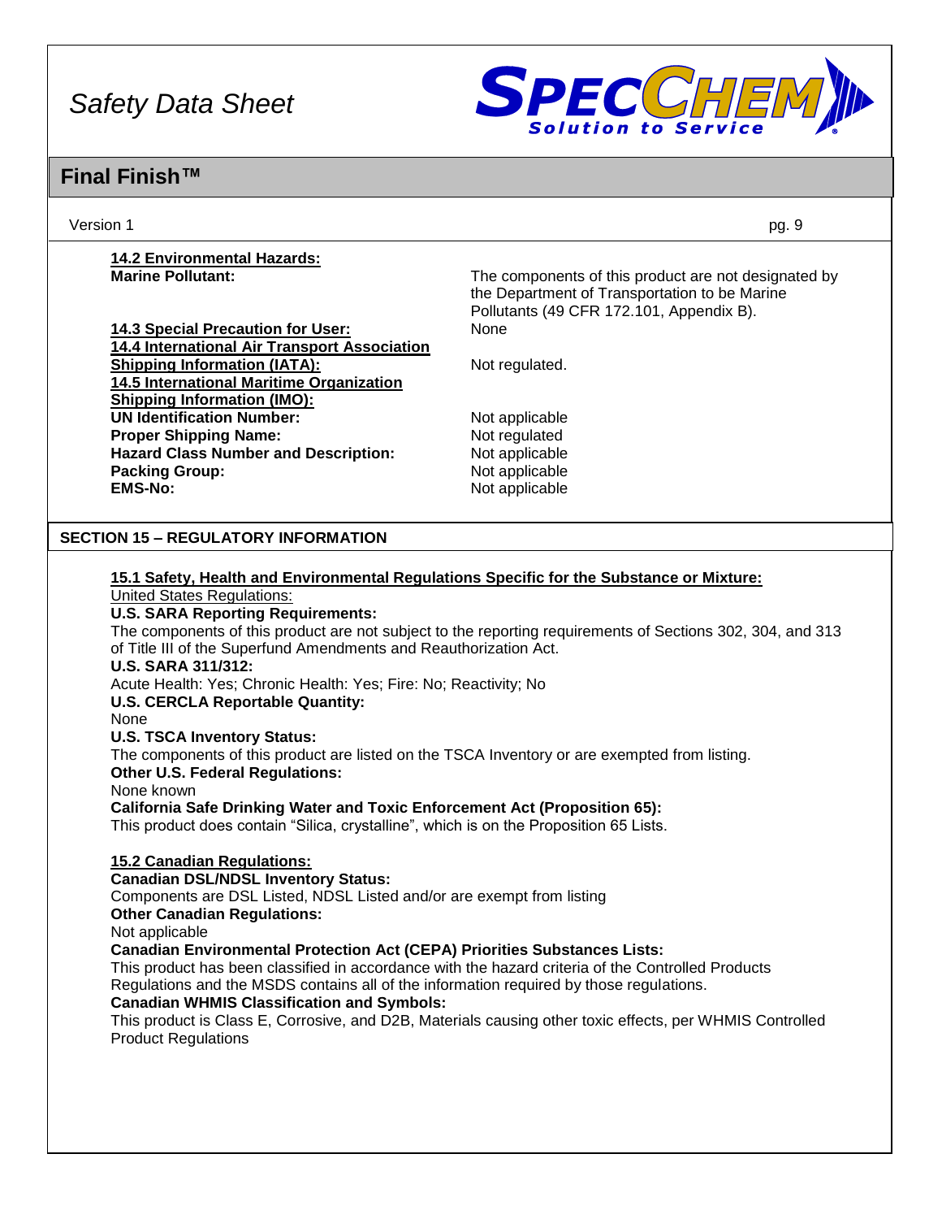**14.2 Environmental Hazards:**

**Marine Pollutant:** The components of this product are not designated by the Department of Transportation to be Marine Pollutants (49 CFR 172.101, Appendix B).

**14.3 Special Precaution for User:** None

**14.4 International Air Transport Association Shipping Information (IATA):** Not regulated.

**14.5 International Maritime Organization Shipping Information (IMO):**

**UN Identification Number:** Not applicable
**Proper Shipping Name:** Not regulated
**Hazard Class Number and Description:** Not applicable
**Packing Group:** Not applicable
**EMS-No:** Not applicable

## SECTION 15 – REGULATORY INFORMATION

**15.1 Safety, Health and Environmental Regulations Specific for the Substance or Mixture:**

United States Regulations:

**U.S. SARA Reporting Requirements:**
The components of this product are not subject to the reporting requirements of Sections 302, 304, and 313 of Title III of the Superfund Amendments and Reauthorization Act.

**U.S. SARA 311/312:**
Acute Health: Yes; Chronic Health: Yes; Fire: No; Reactivity; No

**U.S. CERCLA Reportable Quantity:**
None

**U.S. TSCA Inventory Status:**
The components of this product are listed on the TSCA Inventory or are exempted from listing.

**Other U.S. Federal Regulations:**
None known

**California Safe Drinking Water and Toxic Enforcement Act (Proposition 65):**
This product does contain "Silica, crystalline", which is on the Proposition 65 Lists.

**15.2 Canadian Regulations:**

**Canadian DSL/NDSL Inventory Status:**
Components are DSL Listed, NDSL Listed and/or are exempt from listing

**Other Canadian Regulations:**
Not applicable

**Canadian Environmental Protection Act (CEPA) Priorities Substances Lists:**
This product has been classified in accordance with the hazard criteria of the Controlled Products Regulations and the MSDS contains all of the information required by those regulations.

**Canadian WHMIS Classification and Symbols:**
This product is Class E, Corrosive, and D2B, Materials causing other toxic effects, per WHMIS Controlled Product Regulations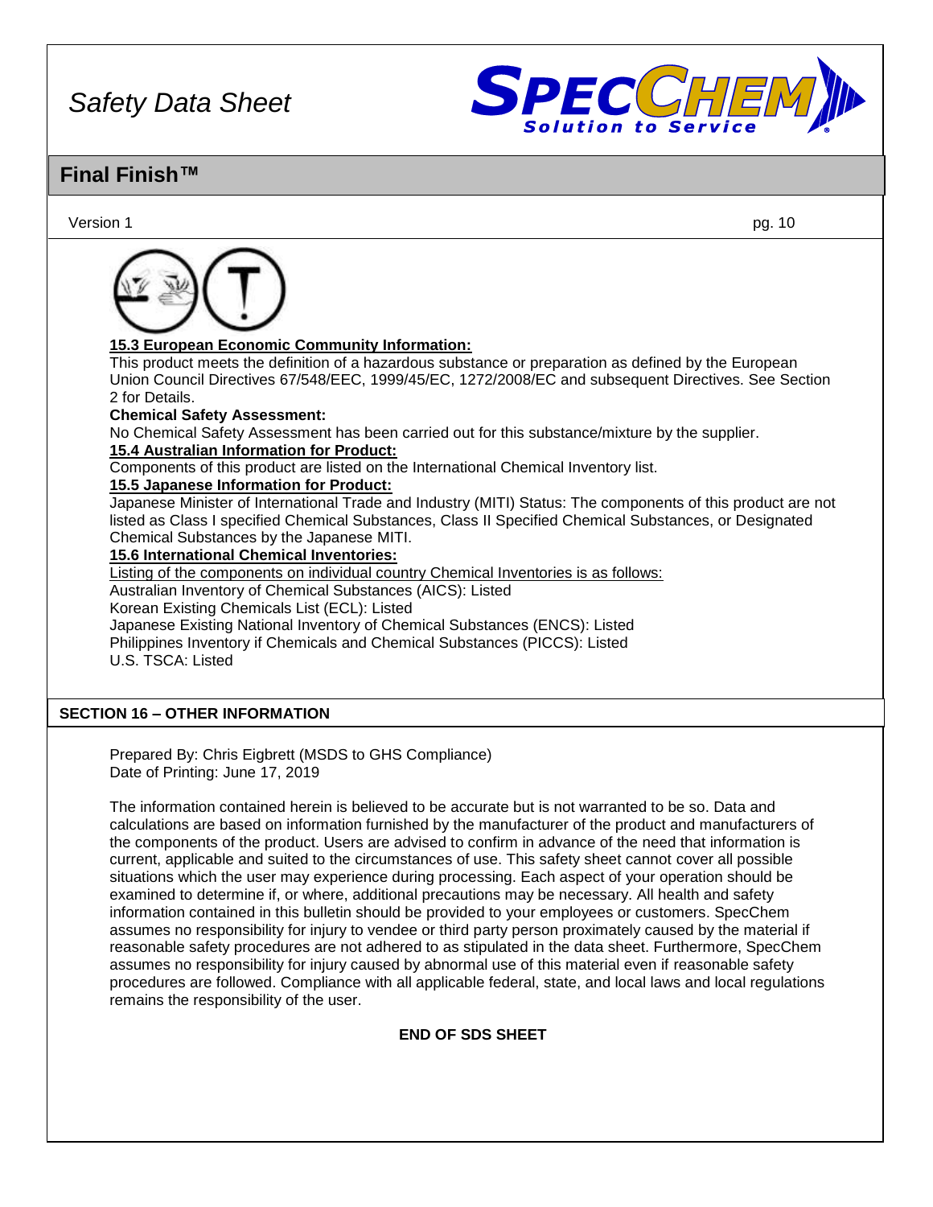### 15.3 European Economic Community Information:

This product meets the definition of a hazardous substance or preparation as defined by the European Union Council Directives 67/548/EEC, 1999/45/EC, 1272/2008/EC and subsequent Directives. See Section 2 for Details.

**Chemical Safety Assessment:**

No Chemical Safety Assessment has been carried out for this substance/mixture by the supplier.

### 15.4 Australian Information for Product:

Components of this product are listed on the International Chemical Inventory list.

### 15.5 Japanese Information for Product:

Japanese Minister of International Trade and Industry (MITI) Status: The components of this product are not listed as Class I specified Chemical Substances, Class II Specified Chemical Substances, or Designated Chemical Substances by the Japanese MITI.

### 15.6 International Chemical Inventories:

Listing of the components on individual country Chemical Inventories is as follows:

Australian Inventory of Chemical Substances (AICS): Listed
Korean Existing Chemicals List (ECL): Listed
Japanese Existing National Inventory of Chemical Substances (ENCS): Listed
Philippines Inventory if Chemicals and Chemical Substances (PICCS): Listed
U.S. TSCA: Listed

## SECTION 16 – OTHER INFORMATION

Prepared By: Chris Eigbrett (MSDS to GHS Compliance)
Date of Printing: June 17, 2019

The information contained herein is believed to be accurate but is not warranted to be so. Data and calculations are based on information furnished by the manufacturer of the product and manufacturers of the components of the product. Users are advised to confirm in advance of the need that information is current, applicable and suited to the circumstances of use. This safety sheet cannot cover all possible situations which the user may experience during processing. Each aspect of your operation should be examined to determine if, or where, additional precautions may be necessary. All health and safety information contained in this bulletin should be provided to your employees or customers. SpecChem assumes no responsibility for injury to vendee or third party person proximately caused by the material if reasonable safety procedures are not adhered to as stipulated in the data sheet. Furthermore, SpecChem assumes no responsibility for injury caused by abnormal use of this material even if reasonable safety procedures are followed. Compliance with all applicable federal, state, and local laws and local regulations remains the responsibility of the user.

**END OF SDS SHEET**